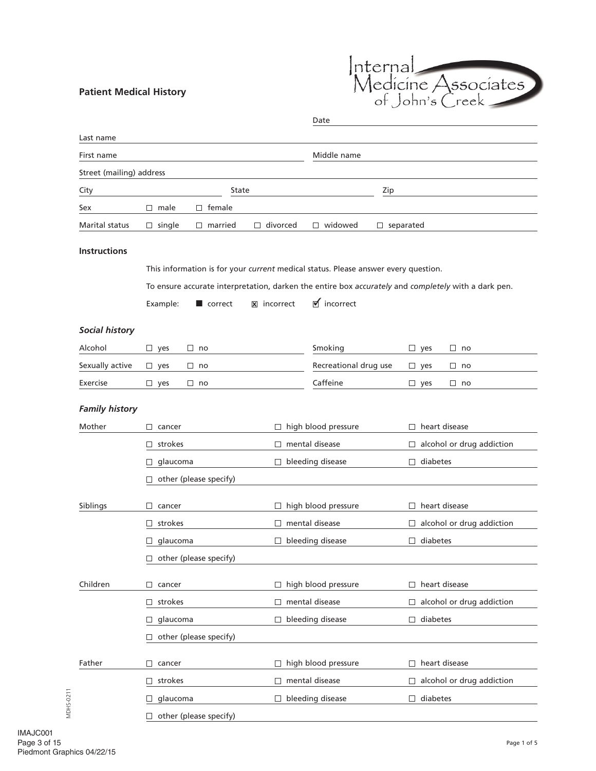# Patient Medical History

Internal Medicine Associates of John's Creek

Date \_\_\_\_\_\_\_\_\_\_

Last name \_\_\_\_\_\_\_\_\_\_

First name \_\_\_\_\_\_\_\_\_\_ Middle name \_\_\_\_\_\_\_\_\_\_

Street (mailing) address \_\_\_\_\_\_\_\_\_\_

City \_\_\_\_\_\_\_\_\_\_ State \_\_\_\_\_\_\_\_\_\_ Zip \_\_\_\_\_\_\_\_\_\_

Sex ☐ male ☐ female

Marital status ☐ single ☐ married ☐ divorced ☐ widowed ☐ separated

## Instructions

This information is for your *current* medical status. Please answer every question.

To ensure accurate interpretation, darken the entire box *accurately* and *completely* with a dark pen.

Example: ■ correct ☒ incorrect ☑ incorrect

### *Social history*

| | | | |
|---|---|---|---|
| Alcohol | ☐ yes ☐ no | Smoking | ☐ yes ☐ no |
| Sexually active | ☐ yes ☐ no | Recreational drug use | ☐ yes ☐ no |
| Exercise | ☐ yes ☐ no | Caffeine | ☐ yes ☐ no |

### *Family history*

| | | | |
|---|---|---|---|
| Mother | ☐ cancer | ☐ high blood pressure | ☐ heart disease |
| | ☐ strokes | ☐ mental disease | ☐ alcohol or drug addiction |
| | ☐ glaucoma | ☐ bleeding disease | ☐ diabetes |
| | ☐ other (please specify) | | |
| Siblings | ☐ cancer | ☐ high blood pressure | ☐ heart disease |
| | ☐ strokes | ☐ mental disease | ☐ alcohol or drug addiction |
| | ☐ glaucoma | ☐ bleeding disease | ☐ diabetes |
| | ☐ other (please specify) | | |
| Children | ☐ cancer | ☐ high blood pressure | ☐ heart disease |
| | ☐ strokes | ☐ mental disease | ☐ alcohol or drug addiction |
| | ☐ glaucoma | ☐ bleeding disease | ☐ diabetes |
| | ☐ other (please specify) | | |
| Father | ☐ cancer | ☐ high blood pressure | ☐ heart disease |
| | ☐ strokes | ☐ mental disease | ☐ alcohol or drug addiction |
| | ☐ glaucoma | ☐ bleeding disease | ☐ diabetes |
| | ☐ other (please specify) | | |

MDHS-0211

IMAJC001
Piedmont Graphics 04/22/15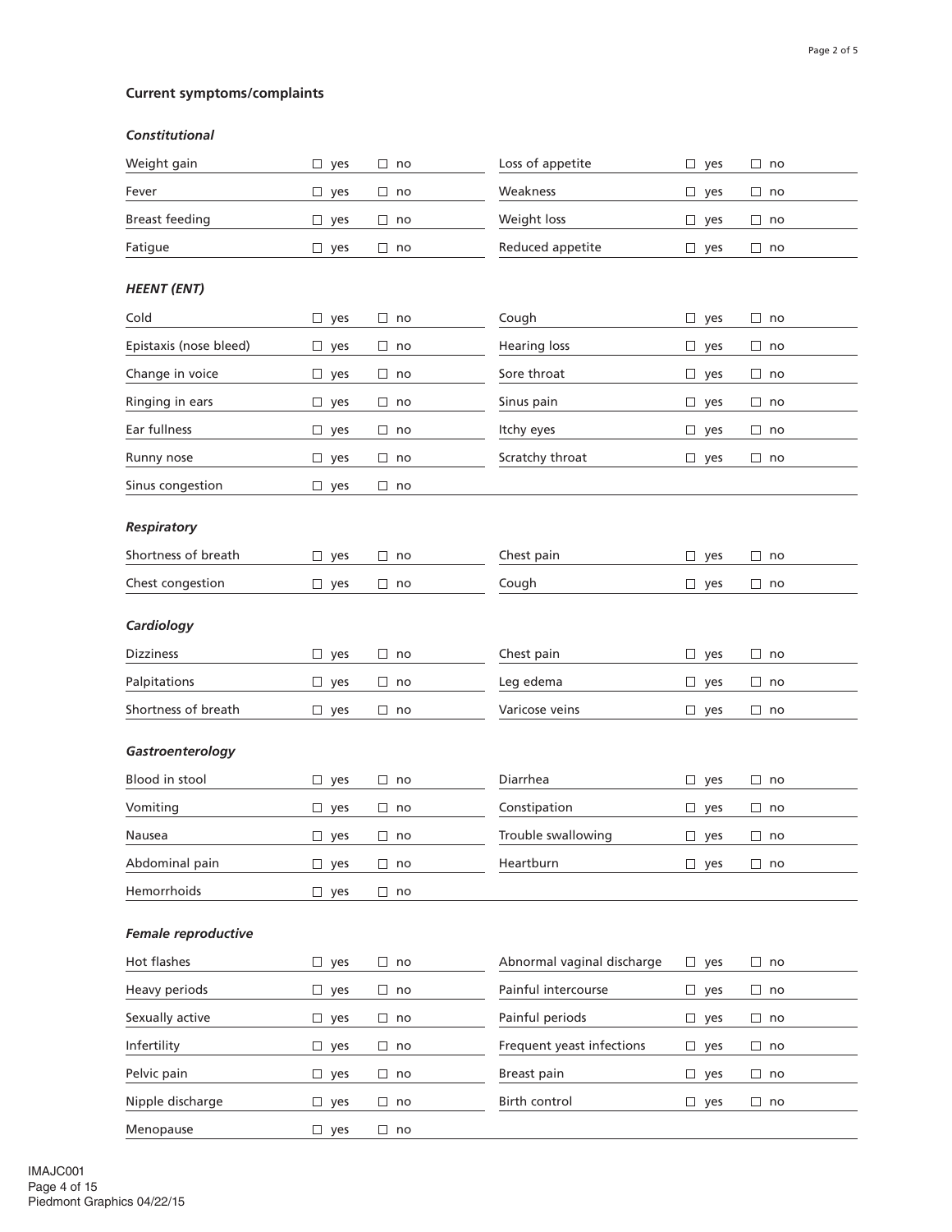## Current symptoms/complaints

### *Constitutional*

| | | | | | |
|---|---|---|---|---|---|
| Weight gain | ☐ yes | ☐ no | Loss of appetite | ☐ yes | ☐ no |
| Fever | ☐ yes | ☐ no | Weakness | ☐ yes | ☐ no |
| Breast feeding | ☐ yes | ☐ no | Weight loss | ☐ yes | ☐ no |
| Fatigue | ☐ yes | ☐ no | Reduced appetite | ☐ yes | ☐ no |

### *HEENT (ENT)*

| | | | | | |
|---|---|---|---|---|---|
| Cold | ☐ yes | ☐ no | Cough | ☐ yes | ☐ no |
| Epistaxis (nose bleed) | ☐ yes | ☐ no | Hearing loss | ☐ yes | ☐ no |
| Change in voice | ☐ yes | ☐ no | Sore throat | ☐ yes | ☐ no |
| Ringing in ears | ☐ yes | ☐ no | Sinus pain | ☐ yes | ☐ no |
| Ear fullness | ☐ yes | ☐ no | Itchy eyes | ☐ yes | ☐ no |
| Runny nose | ☐ yes | ☐ no | Scratchy throat | ☐ yes | ☐ no |
| Sinus congestion | ☐ yes | ☐ no | | | |

### *Respiratory*

| | | | | | |
|---|---|---|---|---|---|
| Shortness of breath | ☐ yes | ☐ no | Chest pain | ☐ yes | ☐ no |
| Chest congestion | ☐ yes | ☐ no | Cough | ☐ yes | ☐ no |

### *Cardiology*

| | | | | | |
|---|---|---|---|---|---|
| Dizziness | ☐ yes | ☐ no | Chest pain | ☐ yes | ☐ no |
| Palpitations | ☐ yes | ☐ no | Leg edema | ☐ yes | ☐ no |
| Shortness of breath | ☐ yes | ☐ no | Varicose veins | ☐ yes | ☐ no |

### *Gastroenterology*

| | | | | | |
|---|---|---|---|---|---|
| Blood in stool | ☐ yes | ☐ no | Diarrhea | ☐ yes | ☐ no |
| Vomiting | ☐ yes | ☐ no | Constipation | ☐ yes | ☐ no |
| Nausea | ☐ yes | ☐ no | Trouble swallowing | ☐ yes | ☐ no |
| Abdominal pain | ☐ yes | ☐ no | Heartburn | ☐ yes | ☐ no |
| Hemorrhoids | ☐ yes | ☐ no | | | |

### *Female reproductive*

| | | | | | |
|---|---|---|---|---|---|
| Hot flashes | ☐ yes | ☐ no | Abnormal vaginal discharge | ☐ yes | ☐ no |
| Heavy periods | ☐ yes | ☐ no | Painful intercourse | ☐ yes | ☐ no |
| Sexually active | ☐ yes | ☐ no | Painful periods | ☐ yes | ☐ no |
| Infertility | ☐ yes | ☐ no | Frequent yeast infections | ☐ yes | ☐ no |
| Pelvic pain | ☐ yes | ☐ no | Breast pain | ☐ yes | ☐ no |
| Nipple discharge | ☐ yes | ☐ no | Birth control | ☐ yes | ☐ no |
| Menopause | ☐ yes | ☐ no | | | |

IMAJC001
Piedmont Graphics 04/22/15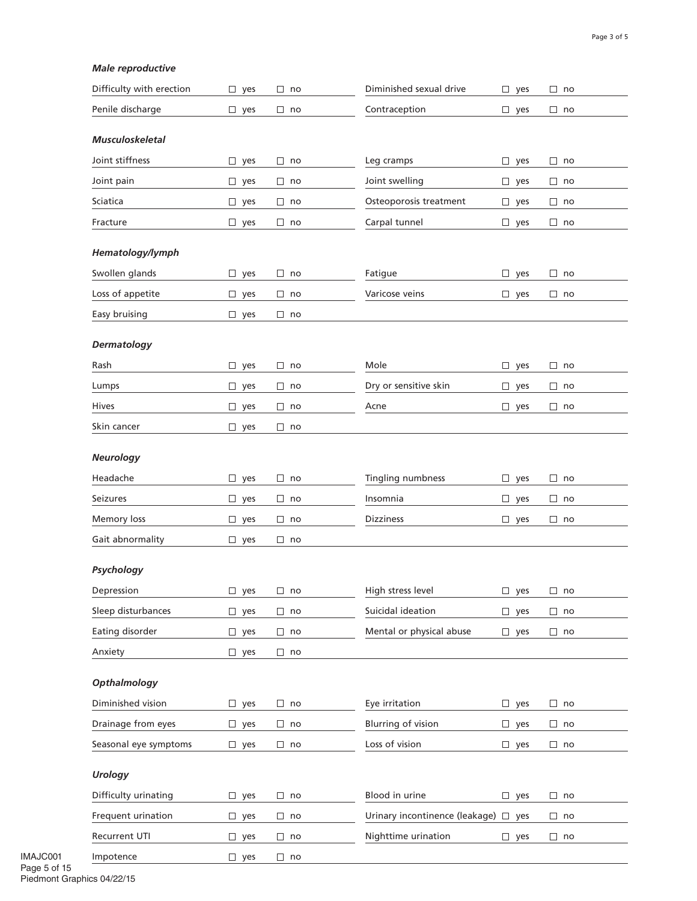### *Male reproductive*

| | | | | | |
|---|---|---|---|---|---|
| Difficulty with erection | ☐ yes | ☐ no | Diminished sexual drive | ☐ yes | ☐ no |
| Penile discharge | ☐ yes | ☐ no | Contraception | ☐ yes | ☐ no |

### *Musculoskeletal*

| | | | | | |
|---|---|---|---|---|---|
| Joint stiffness | ☐ yes | ☐ no | Leg cramps | ☐ yes | ☐ no |
| Joint pain | ☐ yes | ☐ no | Joint swelling | ☐ yes | ☐ no |
| Sciatica | ☐ yes | ☐ no | Osteoporosis treatment | ☐ yes | ☐ no |
| Fracture | ☐ yes | ☐ no | Carpal tunnel | ☐ yes | ☐ no |

### *Hematology/lymph*

| | | | | | |
|---|---|---|---|---|---|
| Swollen glands | ☐ yes | ☐ no | Fatigue | ☐ yes | ☐ no |
| Loss of appetite | ☐ yes | ☐ no | Varicose veins | ☐ yes | ☐ no |
| Easy bruising | ☐ yes | ☐ no | | | |

### *Dermatology*

| | | | | | |
|---|---|---|---|---|---|
| Rash | ☐ yes | ☐ no | Mole | ☐ yes | ☐ no |
| Lumps | ☐ yes | ☐ no | Dry or sensitive skin | ☐ yes | ☐ no |
| Hives | ☐ yes | ☐ no | Acne | ☐ yes | ☐ no |
| Skin cancer | ☐ yes | ☐ no | | | |

### *Neurology*

| | | | | | |
|---|---|---|---|---|---|
| Headache | ☐ yes | ☐ no | Tingling numbness | ☐ yes | ☐ no |
| Seizures | ☐ yes | ☐ no | Insomnia | ☐ yes | ☐ no |
| Memory loss | ☐ yes | ☐ no | Dizziness | ☐ yes | ☐ no |
| Gait abnormality | ☐ yes | ☐ no | | | |

### *Psychology*

| | | | | | |
|---|---|---|---|---|---|
| Depression | ☐ yes | ☐ no | High stress level | ☐ yes | ☐ no |
| Sleep disturbances | ☐ yes | ☐ no | Suicidal ideation | ☐ yes | ☐ no |
| Eating disorder | ☐ yes | ☐ no | Mental or physical abuse | ☐ yes | ☐ no |
| Anxiety | ☐ yes | ☐ no | | | |

### *Opthalmology*

| | | | | | |
|---|---|---|---|---|---|
| Diminished vision | ☐ yes | ☐ no | Eye irritation | ☐ yes | ☐ no |
| Drainage from eyes | ☐ yes | ☐ no | Blurring of vision | ☐ yes | ☐ no |
| Seasonal eye symptoms | ☐ yes | ☐ no | Loss of vision | ☐ yes | ☐ no |

### *Urology*

| | | | | | |
|---|---|---|---|---|---|
| Difficulty urinating | ☐ yes | ☐ no | Blood in urine | ☐ yes | ☐ no |
| Frequent urination | ☐ yes | ☐ no | Urinary incontinence (leakage) | ☐ yes | ☐ no |
| Recurrent UTI | ☐ yes | ☐ no | Nighttime urination | ☐ yes | ☐ no |
| Impotence | ☐ yes | ☐ no | | | |

IMAJC001
Piedmont Graphics 04/22/15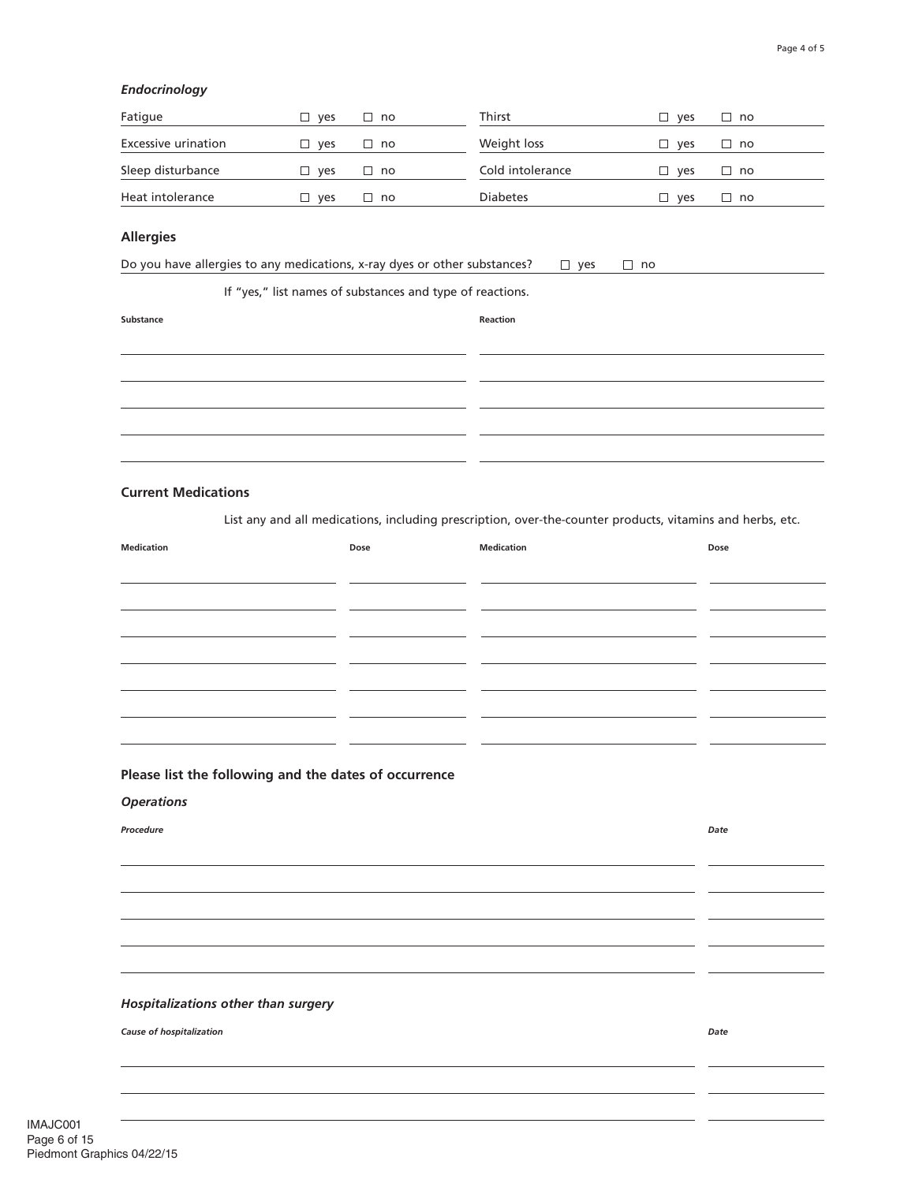### *Endocrinology*

| | | | | | |
|---|---|---|---|---|---|
| Fatigue | ☐ yes | ☐ no | Thirst | ☐ yes | ☐ no |
| Excessive urination | ☐ yes | ☐ no | Weight loss | ☐ yes | ☐ no |
| Sleep disturbance | ☐ yes | ☐ no | Cold intolerance | ☐ yes | ☐ no |
| Heat intolerance | ☐ yes | ☐ no | Diabetes | ☐ yes | ☐ no |

## Allergies

Do you have allergies to any medications, x-ray dyes or other substances? ☐ yes ☐ no

If "yes," list names of substances and type of reactions.

| Substance | Reaction |
|---|---|
| | |
| | |
| | |
| | |
| | |

## Current Medications

List any and all medications, including prescription, over-the-counter products, vitamins and herbs, etc.

| Medication | Dose | Medication | Dose |
|---|---|---|---|
| | | | |
| | | | |
| | | | |
| | | | |
| | | | |
| | | | |
| | | | |

## Please list the following and the dates of occurrence

### *Operations*

| *Procedure* | *Date* |
|---|---|
| | |
| | |
| | |
| | |
| | |

### *Hospitalizations other than surgery*

| *Cause of hospitalization* | *Date* |
|---|---|
| | |
| | |
| | |

IMAJC001
Piedmont Graphics 04/22/15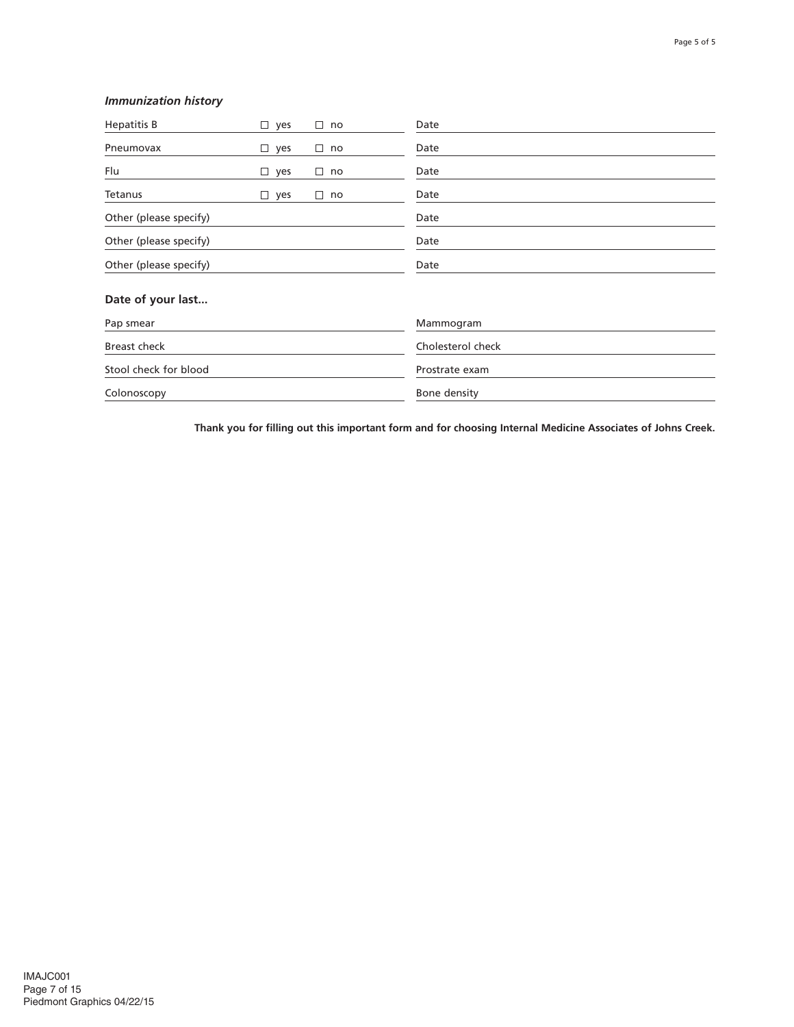### *Immunization history*

| | | | |
|---|---|---|---|
| Hepatitis B | ☐ yes | ☐ no | Date |
| Pneumovax | ☐ yes | ☐ no | Date |
| Flu | ☐ yes | ☐ no | Date |
| Tetanus | ☐ yes | ☐ no | Date |
| Other (please specify) | | | Date |
| Other (please specify) | | | Date |
| Other (please specify) | | | Date |

### Date of your last...

| | |
|---|---|
| Pap smear | Mammogram |
| Breast check | Cholesterol check |
| Stool check for blood | Prostrate exam |
| Colonoscopy | Bone density |

**Thank you for filling out this important form and for choosing Internal Medicine Associates of Johns Creek.**

IMAJC001
Piedmont Graphics 04/22/15